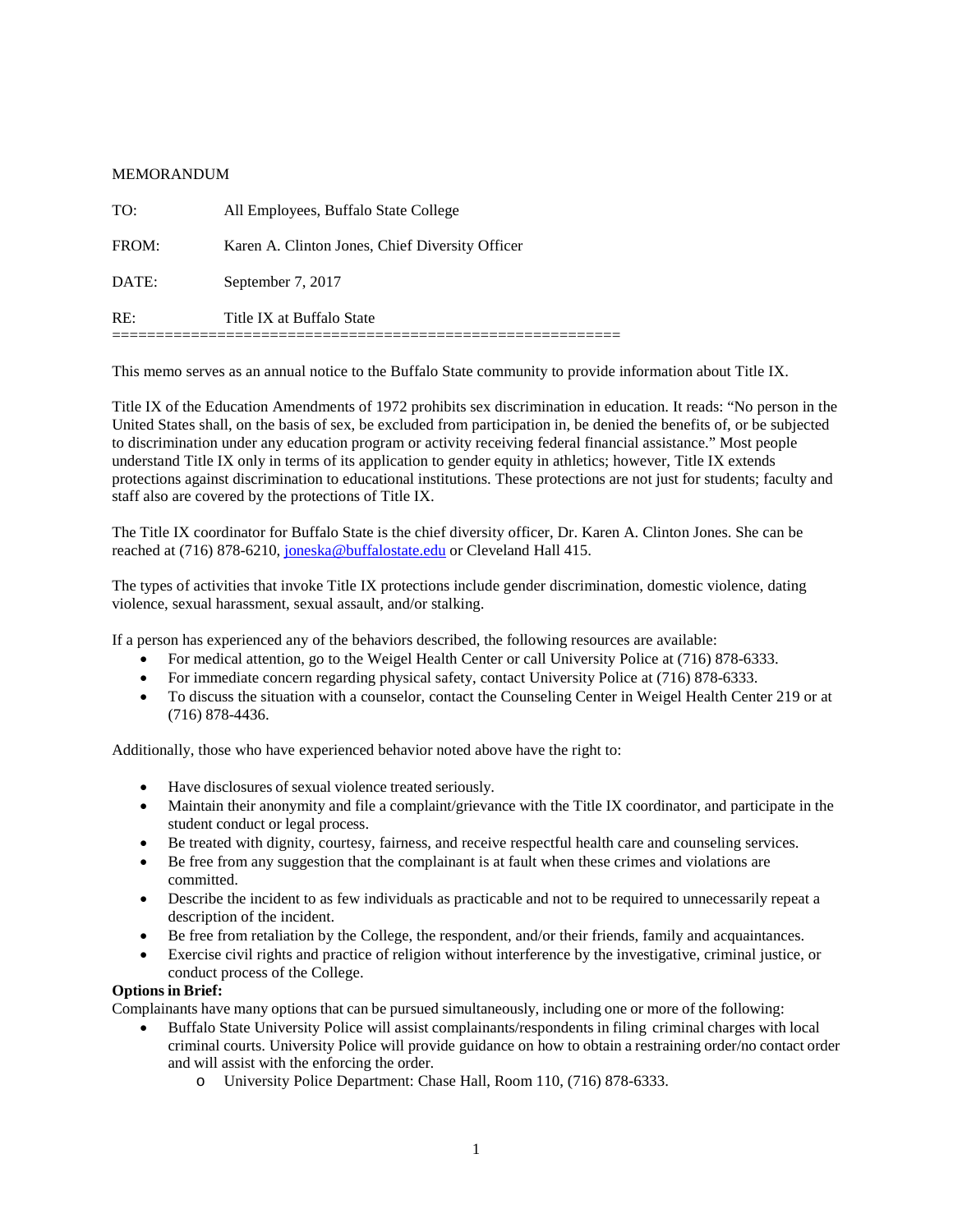MEMORANDUM

TO: All Employees, Buffalo State College

FROM: Karen A. Clinton Jones, Chief Diversity Officer

DATE: September 7, 2017

RE: Title IX at Buffalo State

===========================================================

This memo serves as an annual notice to the Buffalo State community to provide information about Title IX.

Title IX of the Education Amendments of 1972 prohibits sex discrimination in education. It reads: "No person in the United States shall, on the basis of sex, be excluded from participation in, be denied the benefits of, or be subjected to discrimination under any education program or activity receiving federal financial assistance." Most people understand Title IX only in terms of its application to gender equity in athletics; however, Title IX extends protections against discrimination to educational institutions. These protections are not just for students; faculty and staff also are covered by the protections of Title IX.

The Title IX coordinator for Buffalo State is the chief diversity officer, Dr. Karen A. Clinton Jones. She can be reached at (716) 878-6210, joneska@buffalostate.edu or Cleveland Hall 415.

The types of activities that invoke Title IX protections include gender discrimination, domestic violence, dating violence, sexual harassment, sexual assault, and/or stalking.

If a person has experienced any of the behaviors described, the following resources are available:

- For medical attention, go to the Weigel Health Center or call University Police at (716) 878-6333.
- For immediate concern regarding physical safety, contact University Police at (716) 878-6333.
- To discuss the situation with a counselor, contact the Counseling Center in Weigel Health Center 219 or at (716) 878-4436.

Additionally, those who have experienced behavior noted above have the right to:

- Have disclosures of sexual violence treated seriously.
- Maintain their anonymity and file a complaint/grievance with the Title IX coordinator, and participate in the student conduct or legal process.
- Be treated with dignity, courtesy, fairness, and receive respectful health care and counseling services.
- Be free from any suggestion that the complainant is at fault when these crimes and violations are committed.
- Describe the incident to as few individuals as practicable and not to be required to unnecessarily repeat a description of the incident.
- Be free from retaliation by the College, the respondent, and/or their friends, family and acquaintances.
- Exercise civil rights and practice of religion without interference by the investigative, criminal justice, or conduct process of the College.

**Options in Brief:**

Complainants have many options that can be pursued simultaneously, including one or more of the following:

- Buffalo State University Police will assist complainants/respondents in filing criminal charges with local criminal courts. University Police will provide guidance on how to obtain a restraining order/no contact order and will assist with the enforcing the order.
    - University Police Department: Chase Hall, Room 110, (716) 878-6333.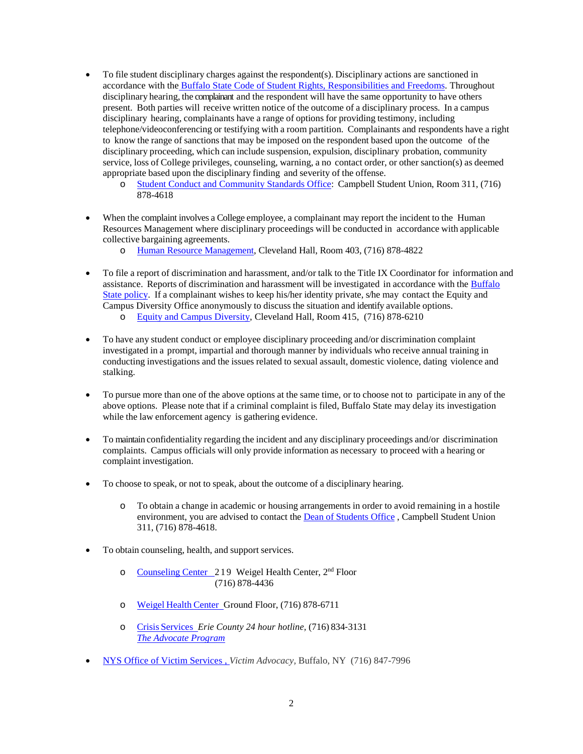- To file student disciplinary charges against the respondent(s). Disciplinary actions are sanctioned in accordance with the Buffalo State Code of Student Rights, Responsibilities and Freedoms. Throughout disciplinary hearing, the complainant and the respondent will have the same opportunity to have others present. Both parties will receive written notice of the outcome of a disciplinary process. In a campus disciplinary hearing, complainants have a range of options for providing testimony, including telephone/videoconferencing or testifying with a room partition. Complainants and respondents have a right to know the range of sanctions that may be imposed on the respondent based upon the outcome of the disciplinary proceeding, which can include suspension, expulsion, disciplinary probation, community service, loss of College privileges, counseling, warning, a no contact order, or other sanction(s) as deemed appropriate based upon the disciplinary finding and severity of the offense.
    - Student Conduct and Community Standards Office: Campbell Student Union, Room 311, (716) 878-4618

- When the complaint involves a College employee, a complainant may report the incident to the Human Resources Management where disciplinary proceedings will be conducted in accordance with applicable collective bargaining agreements.
    - Human Resource Management, Cleveland Hall, Room 403, (716) 878-4822

- To file a report of discrimination and harassment, and/or talk to the Title IX Coordinator for information and assistance. Reports of discrimination and harassment will be investigated in accordance with the Buffalo State policy. If a complainant wishes to keep his/her identity private, s/he may contact the Equity and Campus Diversity Office anonymously to discuss the situation and identify available options.
    - Equity and Campus Diversity, Cleveland Hall, Room 415, (716) 878-6210

- To have any student conduct or employee disciplinary proceeding and/or discrimination complaint investigated in a prompt, impartial and thorough manner by individuals who receive annual training in conducting investigations and the issues related to sexual assault, domestic violence, dating violence and stalking.

- To pursue more than one of the above options at the same time, or to choose not to participate in any of the above options. Please note that if a criminal complaint is filed, Buffalo State may delay its investigation while the law enforcement agency is gathering evidence.

- To maintain confidentiality regarding the incident and any disciplinary proceedings and/or discrimination complaints. Campus officials will only provide information as necessary to proceed with a hearing or complaint investigation.

- To choose to speak, or not to speak, about the outcome of a disciplinary hearing.

    - To obtain a change in academic or housing arrangements in order to avoid remaining in a hostile environment, you are advised to contact the Dean of Students Office , Campbell Student Union 311, (716) 878-4618.

- To obtain counseling, health, and support services.

    - Counseling Center 219 Weigel Health Center, 2nd Floor (716) 878-4436

    - Weigel Health Center Ground Floor, (716) 878-6711

    - Crisis Services *Erie County 24 hour hotline,* (716) 834-3131 *The Advocate Program*

- NYS Office of Victim Services , *Victim Advocacy*, Buffalo, NY (716) 847-7996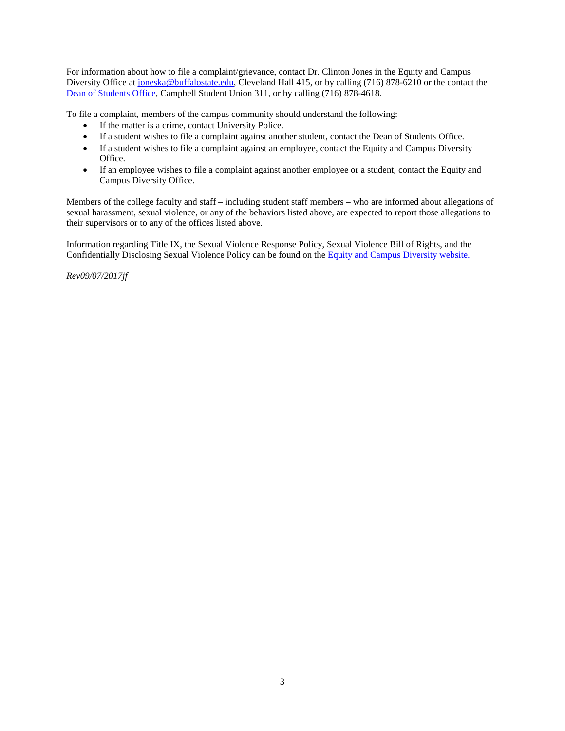For information about how to file a complaint/grievance, contact Dr. Clinton Jones in the Equity and Campus Diversity Office at joneska@buffalostate.edu, Cleveland Hall 415, or by calling (716) 878-6210 or the contact the Dean of Students Office, Campbell Student Union 311, or by calling (716) 878-4618.

To file a complaint, members of the campus community should understand the following:

- If the matter is a crime, contact University Police.
- If a student wishes to file a complaint against another student, contact the Dean of Students Office.
- If a student wishes to file a complaint against an employee, contact the Equity and Campus Diversity Office.
- If an employee wishes to file a complaint against another employee or a student, contact the Equity and Campus Diversity Office.

Members of the college faculty and staff – including student staff members – who are informed about allegations of sexual harassment, sexual violence, or any of the behaviors listed above, are expected to report those allegations to their supervisors or to any of the offices listed above.

Information regarding Title IX, the Sexual Violence Response Policy, Sexual Violence Bill of Rights, and the Confidentially Disclosing Sexual Violence Policy can be found on the Equity and Campus Diversity website.

*Rev09/07/2017jf*